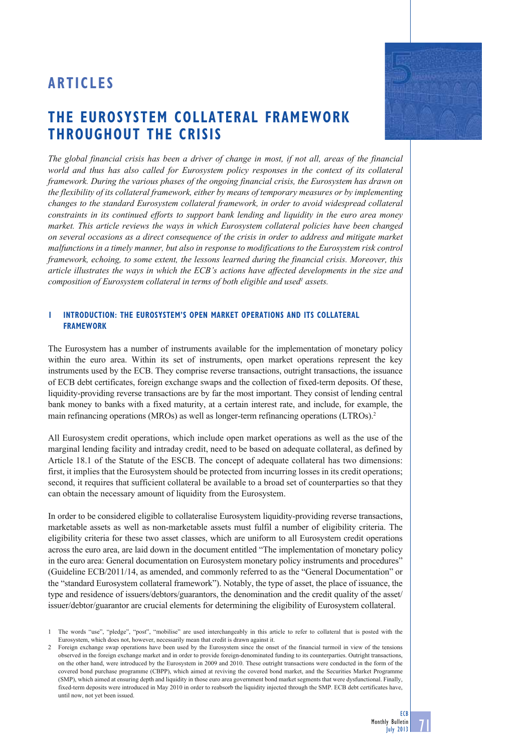# ARTICLES

## THE EUROSYSTEM COLLATERAL FRAMEWORK THROUGHOUT THE CRISIS

*The global financial crisis has been a driver of change in most, if not all, areas of the financial world and thus has also called for Eurosystem policy responses in the context of its collateral framework. During the various phases of the ongoing financial crisis, the Eurosystem has drawn on the flexibility of its collateral framework, either by means of temporary measures or by implementing changes to the standard Eurosystem collateral framework, in order to avoid widespread collateral constraints in its continued efforts to support bank lending and liquidity in the euro area money market. This article reviews the ways in which Eurosystem collateral policies have been changed on several occasions as a direct consequence of the crisis in order to address and mitigate market malfunctions in a timely manner, but also in response to modifications to the Eurosystem risk control framework, echoing, to some extent, the lessons learned during the financial crisis. Moreover, this article illustrates the ways in which the ECB's actions have affected developments in the size and composition of Eurosystem collateral in terms of both eligible and used[1] assets.*

### 1 INTRODUCTION: THE EUROSYSTEM'S OPEN MARKET OPERATIONS AND ITS COLLATERAL FRAMEWORK

The Eurosystem has a number of instruments available for the implementation of monetary policy within the euro area. Within its set of instruments, open market operations represent the key instruments used by the ECB. They comprise reverse transactions, outright transactions, the issuance of ECB debt certificates, foreign exchange swaps and the collection of fixed-term deposits. Of these, liquidity-providing reverse transactions are by far the most important. They consist of lending central bank money to banks with a fixed maturity, at a certain interest rate, and include, for example, the main refinancing operations (MROs) as well as longer-term refinancing operations (LTROs).[2]

All Eurosystem credit operations, which include open market operations as well as the use of the marginal lending facility and intraday credit, need to be based on adequate collateral, as defined by Article 18.1 of the Statute of the ESCB. The concept of adequate collateral has two dimensions: first, it implies that the Eurosystem should be protected from incurring losses in its credit operations; second, it requires that sufficient collateral be available to a broad set of counterparties so that they can obtain the necessary amount of liquidity from the Eurosystem.

In order to be considered eligible to collateralise Eurosystem liquidity-providing reverse transactions, marketable assets as well as non-marketable assets must fulfil a number of eligibility criteria. The eligibility criteria for these two asset classes, which are uniform to all Eurosystem credit operations across the euro area, are laid down in the document entitled "The implementation of monetary policy in the euro area: General documentation on Eurosystem monetary policy instruments and procedures" (Guideline ECB/2011/14, as amended, and commonly referred to as the "General Documentation" or the "standard Eurosystem collateral framework"). Notably, the type of asset, the place of issuance, the type and residence of issuers/debtors/guarantors, the denomination and the credit quality of the asset/issuer/debtor/guarantor are crucial elements for determining the eligibility of Eurosystem collateral.

1 The words "use", "pledge", "post", "mobilise" are used interchangeably in this article to refer to collateral that is posted with the Eurosystem, which does not, however, necessarily mean that credit is drawn against it.

2 Foreign exchange swap operations have been used by the Eurosystem since the onset of the financial turmoil in view of the tensions observed in the foreign exchange market and in order to provide foreign-denominated funding to its counterparties. Outright transactions, on the other hand, were introduced by the Eurosystem in 2009 and 2010. These outright transactions were conducted in the form of the covered bond purchase programme (CBPP), which aimed at reviving the covered bond market, and the Securities Market Programme (SMP), which aimed at ensuring depth and liquidity in those euro area government bond market segments that were dysfunctional. Finally, fixed-term deposits were introduced in May 2010 in order to reabsorb the liquidity injected through the SMP. ECB debt certificates have, until now, not yet been issued.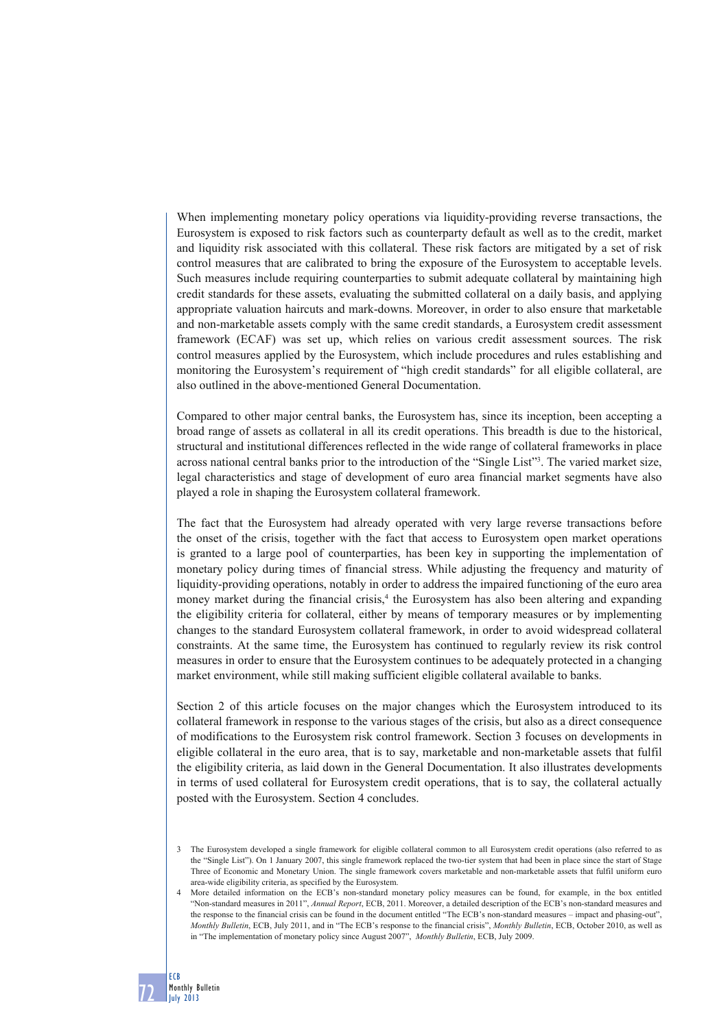When implementing monetary policy operations via liquidity-providing reverse transactions, the Eurosystem is exposed to risk factors such as counterparty default as well as to the credit, market and liquidity risk associated with this collateral. These risk factors are mitigated by a set of risk control measures that are calibrated to bring the exposure of the Eurosystem to acceptable levels. Such measures include requiring counterparties to submit adequate collateral by maintaining high credit standards for these assets, evaluating the submitted collateral on a daily basis, and applying appropriate valuation haircuts and mark-downs. Moreover, in order to also ensure that marketable and non-marketable assets comply with the same credit standards, a Eurosystem credit assessment framework (ECAF) was set up, which relies on various credit assessment sources. The risk control measures applied by the Eurosystem, which include procedures and rules establishing and monitoring the Eurosystem's requirement of "high credit standards" for all eligible collateral, are also outlined in the above-mentioned General Documentation.

Compared to other major central banks, the Eurosystem has, since its inception, been accepting a broad range of assets as collateral in all its credit operations. This breadth is due to the historical, structural and institutional differences reflected in the wide range of collateral frameworks in place across national central banks prior to the introduction of the "Single List"[3]. The varied market size, legal characteristics and stage of development of euro area financial market segments have also played a role in shaping the Eurosystem collateral framework.

The fact that the Eurosystem had already operated with very large reverse transactions before the onset of the crisis, together with the fact that access to Eurosystem open market operations is granted to a large pool of counterparties, has been key in supporting the implementation of monetary policy during times of financial stress. While adjusting the frequency and maturity of liquidity-providing operations, notably in order to address the impaired functioning of the euro area money market during the financial crisis,[4] the Eurosystem has also been altering and expanding the eligibility criteria for collateral, either by means of temporary measures or by implementing changes to the standard Eurosystem collateral framework, in order to avoid widespread collateral constraints. At the same time, the Eurosystem has continued to regularly review its risk control measures in order to ensure that the Eurosystem continues to be adequately protected in a changing market environment, while still making sufficient eligible collateral available to banks.

Section 2 of this article focuses on the major changes which the Eurosystem introduced to its collateral framework in response to the various stages of the crisis, but also as a direct consequence of modifications to the Eurosystem risk control framework. Section 3 focuses on developments in eligible collateral in the euro area, that is to say, marketable and non-marketable assets that fulfil the eligibility criteria, as laid down in the General Documentation. It also illustrates developments in terms of used collateral for Eurosystem credit operations, that is to say, the collateral actually posted with the Eurosystem. Section 4 concludes.

3 The Eurosystem developed a single framework for eligible collateral common to all Eurosystem credit operations (also referred to as the "Single List"). On 1 January 2007, this single framework replaced the two-tier system that had been in place since the start of Stage Three of Economic and Monetary Union. The single framework covers marketable and non-marketable assets that fulfil uniform euro area-wide eligibility criteria, as specified by the Eurosystem.

4 More detailed information on the ECB's non-standard monetary policy measures can be found, for example, in the box entitled "Non-standard measures in 2011", *Annual Report*, ECB, 2011. Moreover, a detailed description of the ECB's non-standard measures and the response to the financial crisis can be found in the document entitled "The ECB's non-standard measures – impact and phasing-out", *Monthly Bulletin*, ECB, July 2011, and in "The ECB's response to the financial crisis", *Monthly Bulletin*, ECB, October 2010, as well as in "The implementation of monetary policy since August 2007", *Monthly Bulletin*, ECB, July 2009.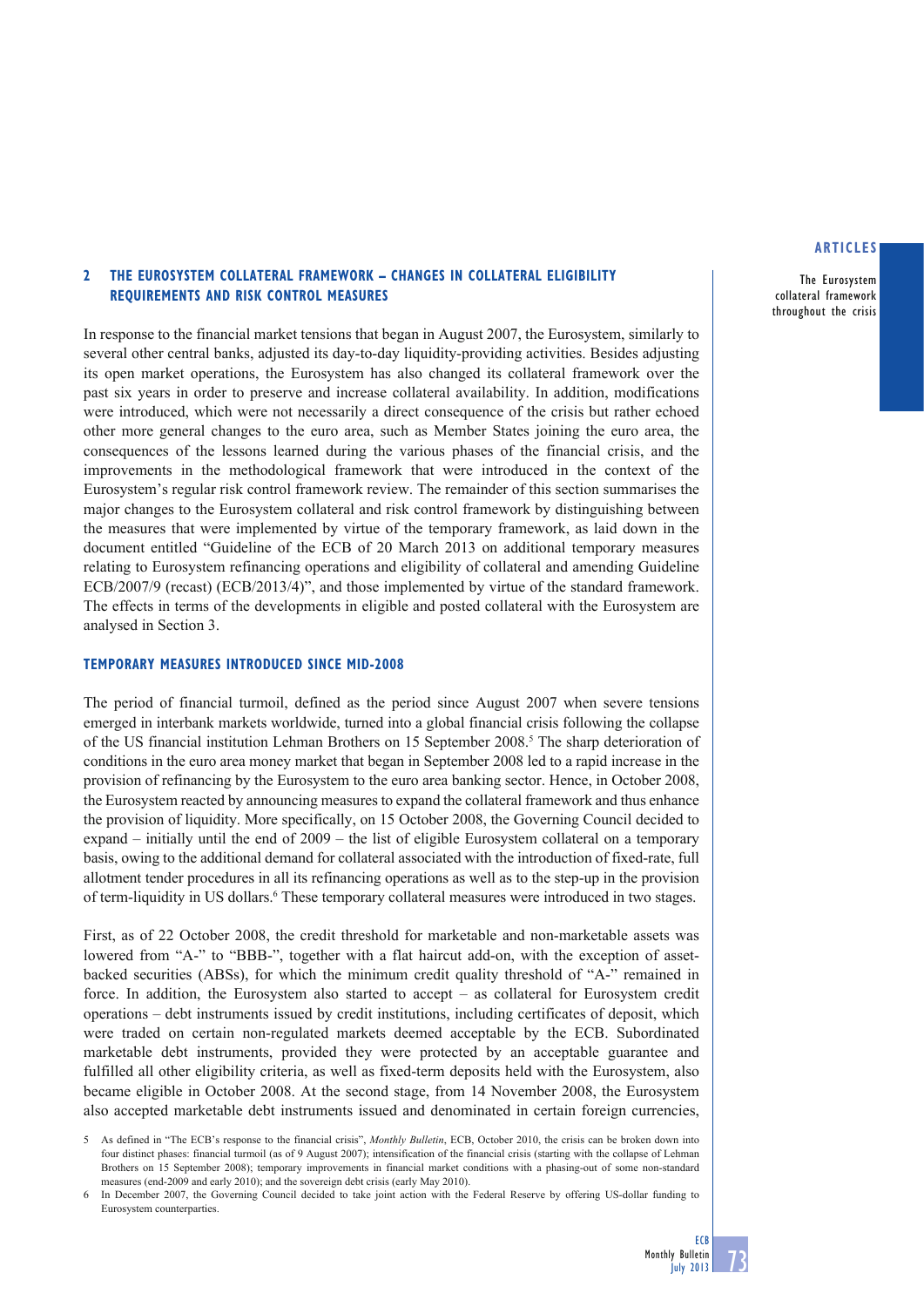## 2 THE EUROSYSTEM COLLATERAL FRAMEWORK – CHANGES IN COLLATERAL ELIGIBILITY REQUIREMENTS AND RISK CONTROL MEASURES

In response to the financial market tensions that began in August 2007, the Eurosystem, similarly to several other central banks, adjusted its day-to-day liquidity-providing activities. Besides adjusting its open market operations, the Eurosystem has also changed its collateral framework over the past six years in order to preserve and increase collateral availability. In addition, modifications were introduced, which were not necessarily a direct consequence of the crisis but rather echoed other more general changes to the euro area, such as Member States joining the euro area, the consequences of the lessons learned during the various phases of the financial crisis, and the improvements in the methodological framework that were introduced in the context of the Eurosystem's regular risk control framework review. The remainder of this section summarises the major changes to the Eurosystem collateral and risk control framework by distinguishing between the measures that were implemented by virtue of the temporary framework, as laid down in the document entitled "Guideline of the ECB of 20 March 2013 on additional temporary measures relating to Eurosystem refinancing operations and eligibility of collateral and amending Guideline ECB/2007/9 (recast) (ECB/2013/4)", and those implemented by virtue of the standard framework. The effects in terms of the developments in eligible and posted collateral with the Eurosystem are analysed in Section 3.

### TEMPORARY MEASURES INTRODUCED SINCE MID-2008

The period of financial turmoil, defined as the period since August 2007 when severe tensions emerged in interbank markets worldwide, turned into a global financial crisis following the collapse of the US financial institution Lehman Brothers on 15 September 2008.[5] The sharp deterioration of conditions in the euro area money market that began in September 2008 led to a rapid increase in the provision of refinancing by the Eurosystem to the euro area banking sector. Hence, in October 2008, the Eurosystem reacted by announcing measures to expand the collateral framework and thus enhance the provision of liquidity. More specifically, on 15 October 2008, the Governing Council decided to expand – initially until the end of 2009 – the list of eligible Eurosystem collateral on a temporary basis, owing to the additional demand for collateral associated with the introduction of fixed-rate, full allotment tender procedures in all its refinancing operations as well as to the step-up in the provision of term-liquidity in US dollars.[6] These temporary collateral measures were introduced in two stages.

First, as of 22 October 2008, the credit threshold for marketable and non-marketable assets was lowered from "A-" to "BBB-", together with a flat haircut add-on, with the exception of asset-backed securities (ABSs), for which the minimum credit quality threshold of "A-" remained in force. In addition, the Eurosystem also started to accept – as collateral for Eurosystem credit operations – debt instruments issued by credit institutions, including certificates of deposit, which were traded on certain non-regulated markets deemed acceptable by the ECB. Subordinated marketable debt instruments, provided they were protected by an acceptable guarantee and fulfilled all other eligibility criteria, as well as fixed-term deposits held with the Eurosystem, also became eligible in October 2008. At the second stage, from 14 November 2008, the Eurosystem also accepted marketable debt instruments issued and denominated in certain foreign currencies,

5 As defined in "The ECB's response to the financial crisis", *Monthly Bulletin*, ECB, October 2010, the crisis can be broken down into four distinct phases: financial turmoil (as of 9 August 2007); intensification of the financial crisis (starting with the collapse of Lehman Brothers on 15 September 2008); temporary improvements in financial market conditions with a phasing-out of some non-standard measures (end-2009 and early 2010); and the sovereign debt crisis (early May 2010).

6 In December 2007, the Governing Council decided to take joint action with the Federal Reserve by offering US-dollar funding to Eurosystem counterparties.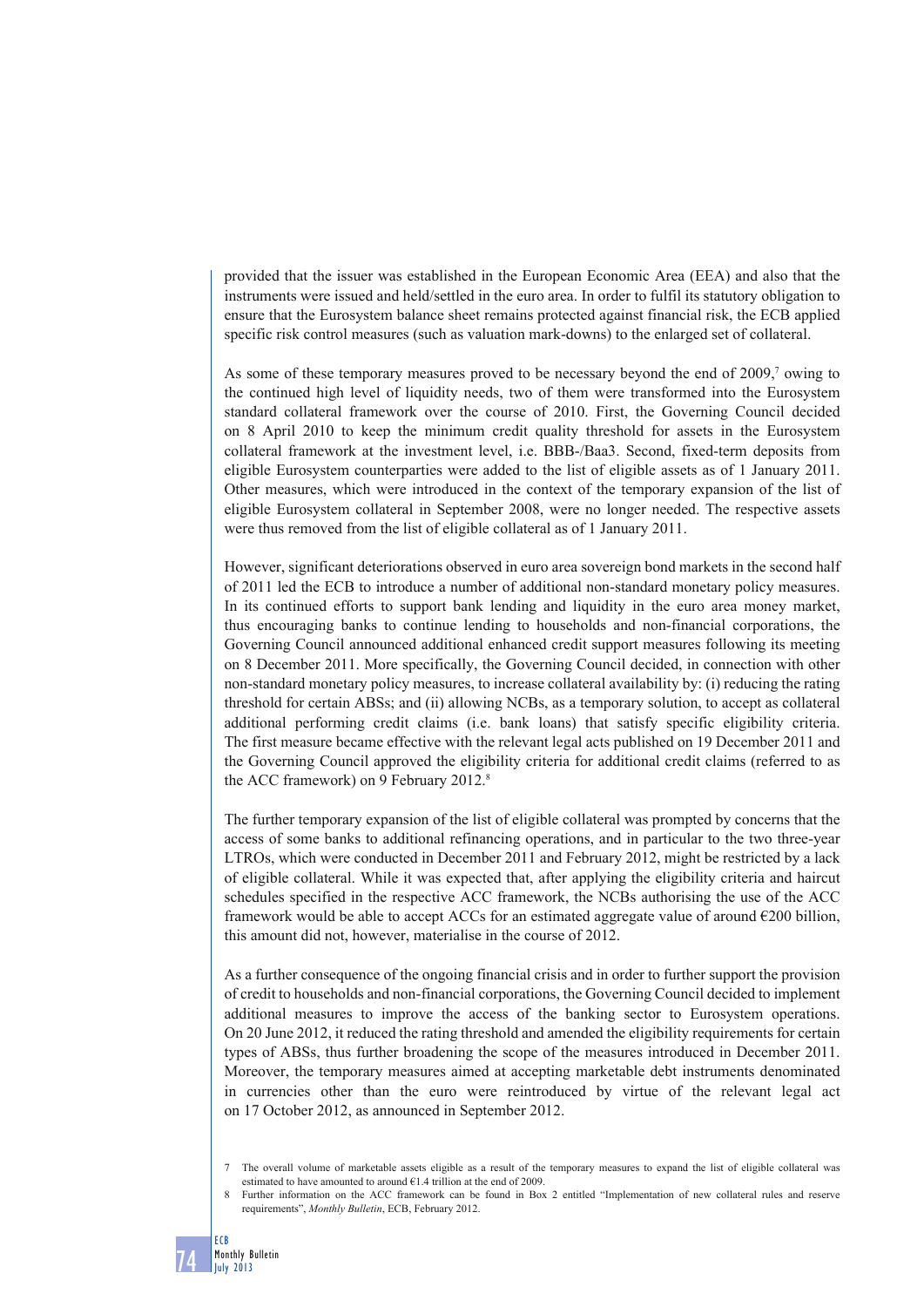provided that the issuer was established in the European Economic Area (EEA) and also that the instruments were issued and held/settled in the euro area. In order to fulfil its statutory obligation to ensure that the Eurosystem balance sheet remains protected against financial risk, the ECB applied specific risk control measures (such as valuation mark-downs) to the enlarged set of collateral.

As some of these temporary measures proved to be necessary beyond the end of 2009,[7] owing to the continued high level of liquidity needs, two of them were transformed into the Eurosystem standard collateral framework over the course of 2010. First, the Governing Council decided on 8 April 2010 to keep the minimum credit quality threshold for assets in the Eurosystem collateral framework at the investment level, i.e. BBB-/Baa3. Second, fixed-term deposits from eligible Eurosystem counterparties were added to the list of eligible assets as of 1 January 2011. Other measures, which were introduced in the context of the temporary expansion of the list of eligible Eurosystem collateral in September 2008, were no longer needed. The respective assets were thus removed from the list of eligible collateral as of 1 January 2011.

However, significant deteriorations observed in euro area sovereign bond markets in the second half of 2011 led the ECB to introduce a number of additional non-standard monetary policy measures. In its continued efforts to support bank lending and liquidity in the euro area money market, thus encouraging banks to continue lending to households and non-financial corporations, the Governing Council announced additional enhanced credit support measures following its meeting on 8 December 2011. More specifically, the Governing Council decided, in connection with other non-standard monetary policy measures, to increase collateral availability by: (i) reducing the rating threshold for certain ABSs; and (ii) allowing NCBs, as a temporary solution, to accept as collateral additional performing credit claims (i.e. bank loans) that satisfy specific eligibility criteria. The first measure became effective with the relevant legal acts published on 19 December 2011 and the Governing Council approved the eligibility criteria for additional credit claims (referred to as the ACC framework) on 9 February 2012.[8]

The further temporary expansion of the list of eligible collateral was prompted by concerns that the access of some banks to additional refinancing operations, and in particular to the two three-year LTROs, which were conducted in December 2011 and February 2012, might be restricted by a lack of eligible collateral. While it was expected that, after applying the eligibility criteria and haircut schedules specified in the respective ACC framework, the NCBs authorising the use of the ACC framework would be able to accept ACCs for an estimated aggregate value of around €200 billion, this amount did not, however, materialise in the course of 2012.

As a further consequence of the ongoing financial crisis and in order to further support the provision of credit to households and non-financial corporations, the Governing Council decided to implement additional measures to improve the access of the banking sector to Eurosystem operations. On 20 June 2012, it reduced the rating threshold and amended the eligibility requirements for certain types of ABSs, thus further broadening the scope of the measures introduced in December 2011. Moreover, the temporary measures aimed at accepting marketable debt instruments denominated in currencies other than the euro were reintroduced by virtue of the relevant legal act on 17 October 2012, as announced in September 2012.

7 The overall volume of marketable assets eligible as a result of the temporary measures to expand the list of eligible collateral was estimated to have amounted to around €1.4 trillion at the end of 2009.

8 Further information on the ACC framework can be found in Box 2 entitled "Implementation of new collateral rules and reserve requirements", *Monthly Bulletin*, ECB, February 2012.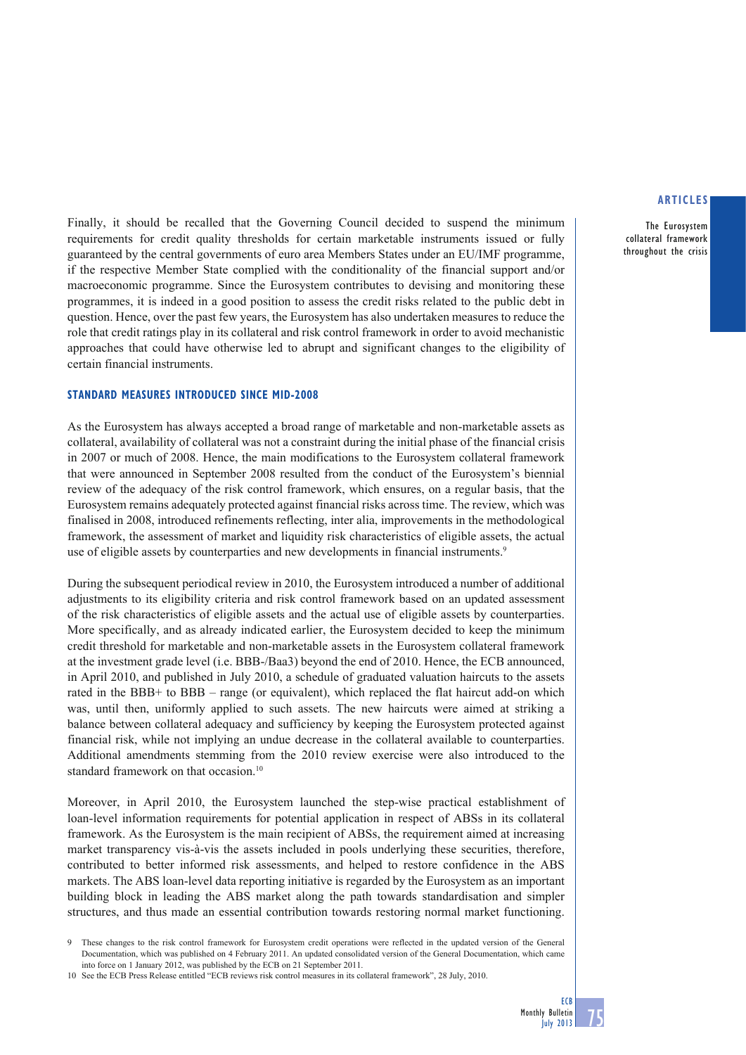Finally, it should be recalled that the Governing Council decided to suspend the minimum requirements for credit quality thresholds for certain marketable instruments issued or fully guaranteed by the central governments of euro area Members States under an EU/IMF programme, if the respective Member State complied with the conditionality of the financial support and/or macroeconomic programme. Since the Eurosystem contributes to devising and monitoring these programmes, it is indeed in a good position to assess the credit risks related to the public debt in question. Hence, over the past few years, the Eurosystem has also undertaken measures to reduce the role that credit ratings play in its collateral and risk control framework in order to avoid mechanistic approaches that could have otherwise led to abrupt and significant changes to the eligibility of certain financial instruments.

### STANDARD MEASURES INTRODUCED SINCE MID-2008

As the Eurosystem has always accepted a broad range of marketable and non-marketable assets as collateral, availability of collateral was not a constraint during the initial phase of the financial crisis in 2007 or much of 2008. Hence, the main modifications to the Eurosystem collateral framework that were announced in September 2008 resulted from the conduct of the Eurosystem's biennial review of the adequacy of the risk control framework, which ensures, on a regular basis, that the Eurosystem remains adequately protected against financial risks across time. The review, which was finalised in 2008, introduced refinements reflecting, inter alia, improvements in the methodological framework, the assessment of market and liquidity risk characteristics of eligible assets, the actual use of eligible assets by counterparties and new developments in financial instruments.[9]

During the subsequent periodical review in 2010, the Eurosystem introduced a number of additional adjustments to its eligibility criteria and risk control framework based on an updated assessment of the risk characteristics of eligible assets and the actual use of eligible assets by counterparties. More specifically, and as already indicated earlier, the Eurosystem decided to keep the minimum credit threshold for marketable and non-marketable assets in the Eurosystem collateral framework at the investment grade level (i.e. BBB-/Baa3) beyond the end of 2010. Hence, the ECB announced, in April 2010, and published in July 2010, a schedule of graduated valuation haircuts to the assets rated in the BBB+ to BBB – range (or equivalent), which replaced the flat haircut add-on which was, until then, uniformly applied to such assets. The new haircuts were aimed at striking a balance between collateral adequacy and sufficiency by keeping the Eurosystem protected against financial risk, while not implying an undue decrease in the collateral available to counterparties. Additional amendments stemming from the 2010 review exercise were also introduced to the standard framework on that occasion.[10]

Moreover, in April 2010, the Eurosystem launched the step-wise practical establishment of loan-level information requirements for potential application in respect of ABSs in its collateral framework. As the Eurosystem is the main recipient of ABSs, the requirement aimed at increasing market transparency vis-à-vis the assets included in pools underlying these securities, therefore, contributed to better informed risk assessments, and helped to restore confidence in the ABS markets. The ABS loan-level data reporting initiative is regarded by the Eurosystem as an important building block in leading the ABS market along the path towards standardisation and simpler structures, and thus made an essential contribution towards restoring normal market functioning.

9 These changes to the risk control framework for Eurosystem credit operations were reflected in the updated version of the General Documentation, which was published on 4 February 2011. An updated consolidated version of the General Documentation, which came into force on 1 January 2012, was published by the ECB on 21 September 2011.

10 See the ECB Press Release entitled "ECB reviews risk control measures in its collateral framework", 28 July, 2010.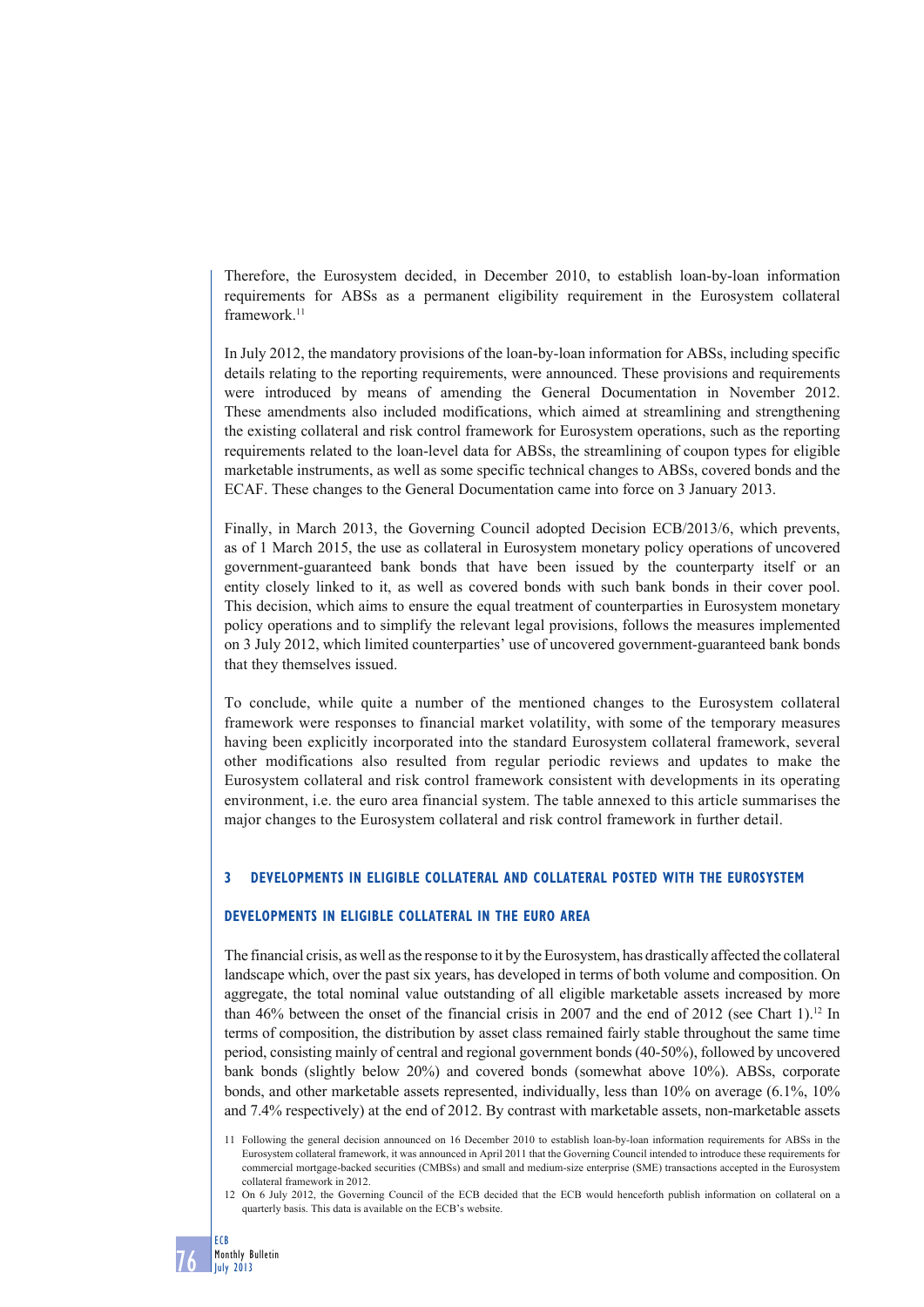Therefore, the Eurosystem decided, in December 2010, to establish loan-by-loan information requirements for ABSs as a permanent eligibility requirement in the Eurosystem collateral framework.[11]

In July 2012, the mandatory provisions of the loan-by-loan information for ABSs, including specific details relating to the reporting requirements, were announced. These provisions and requirements were introduced by means of amending the General Documentation in November 2012. These amendments also included modifications, which aimed at streamlining and strengthening the existing collateral and risk control framework for Eurosystem operations, such as the reporting requirements related to the loan-level data for ABSs, the streamlining of coupon types for eligible marketable instruments, as well as some specific technical changes to ABSs, covered bonds and the ECAF. These changes to the General Documentation came into force on 3 January 2013.

Finally, in March 2013, the Governing Council adopted Decision ECB/2013/6, which prevents, as of 1 March 2015, the use as collateral in Eurosystem monetary policy operations of uncovered government-guaranteed bank bonds that have been issued by the counterparty itself or an entity closely linked to it, as well as covered bonds with such bank bonds in their cover pool. This decision, which aims to ensure the equal treatment of counterparties in Eurosystem monetary policy operations and to simplify the relevant legal provisions, follows the measures implemented on 3 July 2012, which limited counterparties' use of uncovered government-guaranteed bank bonds that they themselves issued.

To conclude, while quite a number of the mentioned changes to the Eurosystem collateral framework were responses to financial market volatility, with some of the temporary measures having been explicitly incorporated into the standard Eurosystem collateral framework, several other modifications also resulted from regular periodic reviews and updates to make the Eurosystem collateral and risk control framework consistent with developments in its operating environment, i.e. the euro area financial system. The table annexed to this article summarises the major changes to the Eurosystem collateral and risk control framework in further detail.

## 3 DEVELOPMENTS IN ELIGIBLE COLLATERAL AND COLLATERAL POSTED WITH THE EUROSYSTEM

### DEVELOPMENTS IN ELIGIBLE COLLATERAL IN THE EURO AREA

The financial crisis, as well as the response to it by the Eurosystem, has drastically affected the collateral landscape which, over the past six years, has developed in terms of both volume and composition. On aggregate, the total nominal value outstanding of all eligible marketable assets increased by more than 46% between the onset of the financial crisis in 2007 and the end of 2012 (see Chart 1).[12] In terms of composition, the distribution by asset class remained fairly stable throughout the same time period, consisting mainly of central and regional government bonds (40-50%), followed by uncovered bank bonds (slightly below 20%) and covered bonds (somewhat above 10%). ABSs, corporate bonds, and other marketable assets represented, individually, less than 10% on average (6.1%, 10% and 7.4% respectively) at the end of 2012. By contrast with marketable assets, non-marketable assets

11 Following the general decision announced on 16 December 2010 to establish loan-by-loan information requirements for ABSs in the Eurosystem collateral framework, it was announced in April 2011 that the Governing Council intended to introduce these requirements for commercial mortgage-backed securities (CMBSs) and small and medium-size enterprise (SME) transactions accepted in the Eurosystem collateral framework in 2012.

12 On 6 July 2012, the Governing Council of the ECB decided that the ECB would henceforth publish information on collateral on a quarterly basis. This data is available on the ECB's website.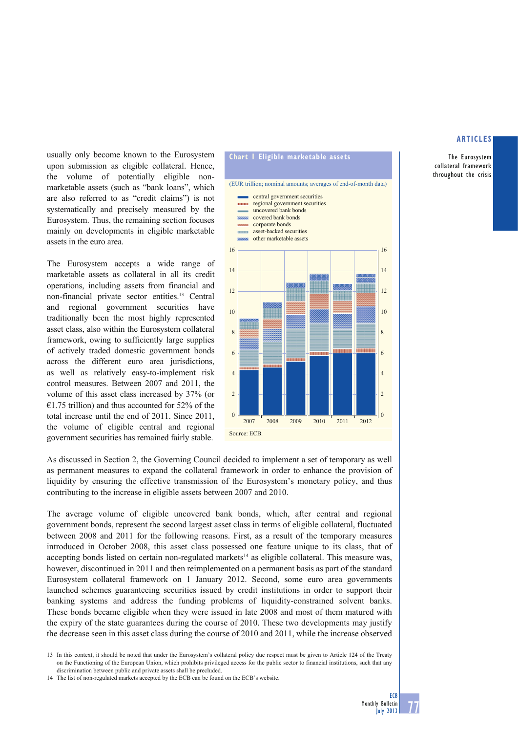usually only become known to the Eurosystem upon submission as eligible collateral. Hence, the volume of potentially eligible non-marketable assets (such as "bank loans", which are also referred to as "credit claims") is not systematically and precisely measured by the Eurosystem. Thus, the remaining section focuses mainly on developments in eligible marketable assets in the euro area.

The Eurosystem accepts a wide range of marketable assets as collateral in all its credit operations, including assets from financial and non-financial private sector entities.[13] Central and regional government securities have traditionally been the most highly represented asset class, also within the Eurosystem collateral framework, owing to sufficiently large supplies of actively traded domestic government bonds across the different euro area jurisdictions, as well as relatively easy-to-implement risk control measures. Between 2007 and 2011, the volume of this asset class increased by 37% (or €1.75 trillion) and thus accounted for 52% of the total increase until the end of 2011. Since 2011, the volume of eligible central and regional government securities has remained fairly stable.

**Chart 1 Eligible marketable assets**

(EUR trillion; nominal amounts; averages of end-of-month data)

- central government securities
- regional government securities
- uncovered bank bonds
- covered bank bonds
- corporate bonds
- asset-backed securities
- other marketable assets

Source: ECB.

As discussed in Section 2, the Governing Council decided to implement a set of temporary as well as permanent measures to expand the collateral framework in order to enhance the provision of liquidity by ensuring the effective transmission of the Eurosystem's monetary policy, and thus contributing to the increase in eligible assets between 2007 and 2010.

The average volume of eligible uncovered bank bonds, which, after central and regional government bonds, represent the second largest asset class in terms of eligible collateral, fluctuated between 2008 and 2011 for the following reasons. First, as a result of the temporary measures introduced in October 2008, this asset class possessed one feature unique to its class, that of accepting bonds listed on certain non-regulated markets[14] as eligible collateral. This measure was, however, discontinued in 2011 and then reimplemented on a permanent basis as part of the standard Eurosystem collateral framework on 1 January 2012. Second, some euro area governments launched schemes guaranteeing securities issued by credit institutions in order to support their banking systems and address the funding problems of liquidity-constrained solvent banks. These bonds became eligible when they were issued in late 2008 and most of them matured with the expiry of the state guarantees during the course of 2010. These two developments may justify the decrease seen in this asset class during the course of 2010 and 2011, while the increase observed

13 In this context, it should be noted that under the Eurosystem's collateral policy due respect must be given to Article 124 of the Treaty on the Functioning of the European Union, which prohibits privileged access for the public sector to financial institutions, such that any discrimination between public and private assets shall be precluded.

14 The list of non-regulated markets accepted by the ECB can be found on the ECB's website.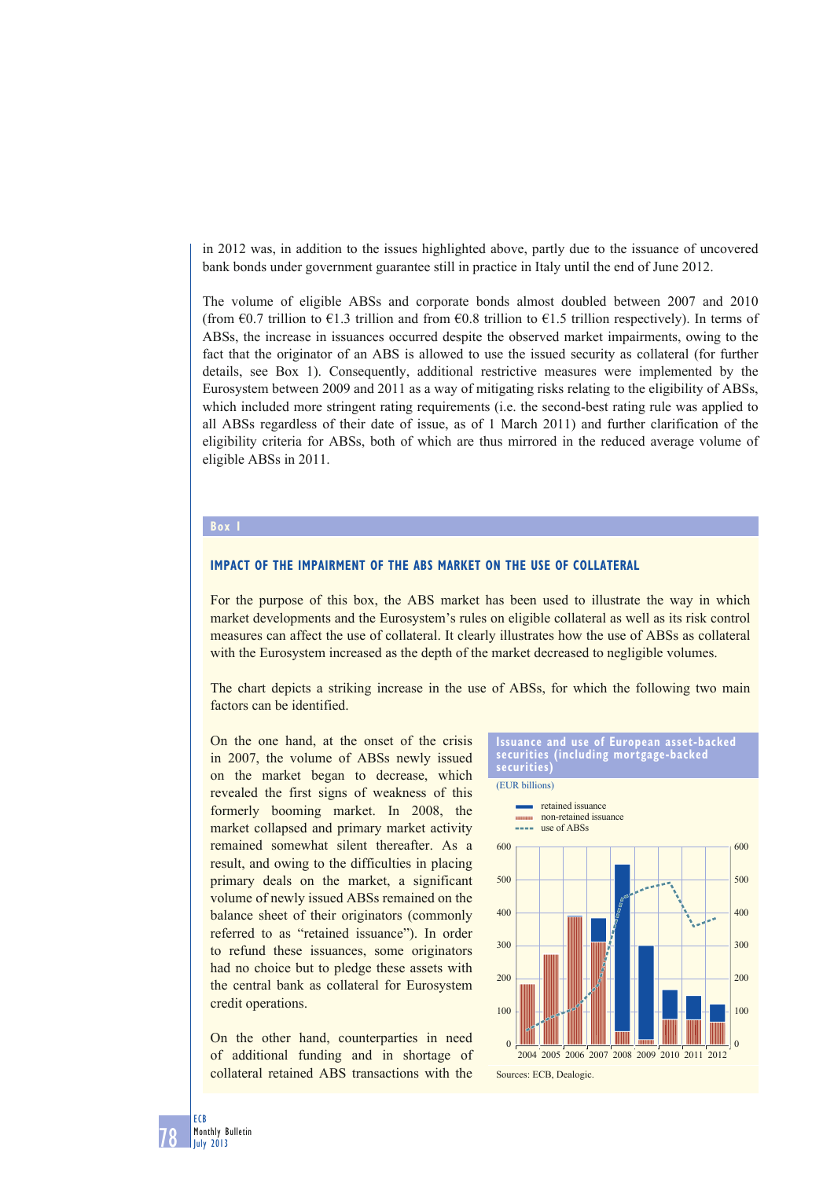in 2012 was, in addition to the issues highlighted above, partly due to the issuance of uncovered bank bonds under government guarantee still in practice in Italy until the end of June 2012.

The volume of eligible ABSs and corporate bonds almost doubled between 2007 and 2010 (from €0.7 trillion to €1.3 trillion and from €0.8 trillion to €1.5 trillion respectively). In terms of ABSs, the increase in issuances occurred despite the observed market impairments, owing to the fact that the originator of an ABS is allowed to use the issued security as collateral (for further details, see Box 1). Consequently, additional restrictive measures were implemented by the Eurosystem between 2009 and 2011 as a way of mitigating risks relating to the eligibility of ABSs, which included more stringent rating requirements (i.e. the second-best rating rule was applied to all ABSs regardless of their date of issue, as of 1 March 2011) and further clarification of the eligibility criteria for ABSs, both of which are thus mirrored in the reduced average volume of eligible ABSs in 2011.

**Box 1**

### IMPACT OF THE IMPAIRMENT OF THE ABS MARKET ON THE USE OF COLLATERAL

For the purpose of this box, the ABS market has been used to illustrate the way in which market developments and the Eurosystem's rules on eligible collateral as well as its risk control measures can affect the use of collateral. It clearly illustrates how the use of ABSs as collateral with the Eurosystem increased as the depth of the market decreased to negligible volumes.

The chart depicts a striking increase in the use of ABSs, for which the following two main factors can be identified.

On the one hand, at the onset of the crisis in 2007, the volume of ABSs newly issued on the market began to decrease, which revealed the first signs of weakness of this formerly booming market. In 2008, the market collapsed and primary market activity remained somewhat silent thereafter. As a result, and owing to the difficulties in placing primary deals on the market, a significant volume of newly issued ABSs remained on the balance sheet of their originators (commonly referred to as "retained issuance"). In order to refund these issuances, some originators had no choice but to pledge these assets with the central bank as collateral for Eurosystem credit operations.

On the other hand, counterparties in need of additional funding and in shortage of collateral retained ABS transactions with the

**Issuance and use of European asset-backed securities (including mortgage-backed securities)**

(EUR billions)

Sources: ECB, Dealogic.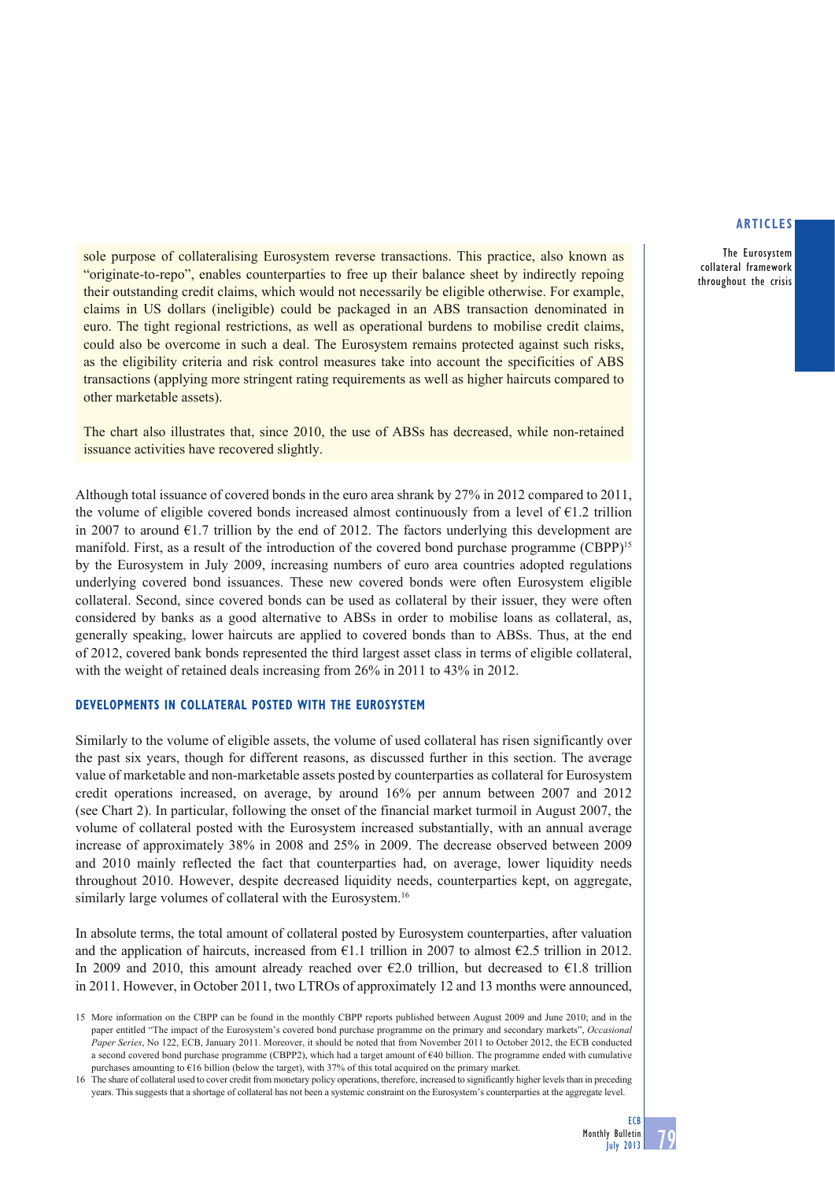sole purpose of collateralising Eurosystem reverse transactions. This practice, also known as "originate-to-repo", enables counterparties to free up their balance sheet by indirectly repoing their outstanding credit claims, which would not necessarily be eligible otherwise. For example, claims in US dollars (ineligible) could be packaged in an ABS transaction denominated in euro. The tight regional restrictions, as well as operational burdens to mobilise credit claims, could also be overcome in such a deal. The Eurosystem remains protected against such risks, as the eligibility criteria and risk control measures take into account the specificities of ABS transactions (applying more stringent rating requirements as well as higher haircuts compared to other marketable assets).

The chart also illustrates that, since 2010, the use of ABSs has decreased, while non-retained issuance activities have recovered slightly.

Although total issuance of covered bonds in the euro area shrank by 27% in 2012 compared to 2011, the volume of eligible covered bonds increased almost continuously from a level of €1.2 trillion in 2007 to around €1.7 trillion by the end of 2012. The factors underlying this development are manifold. First, as a result of the introduction of the covered bond purchase programme (CBPP)[15] by the Eurosystem in July 2009, increasing numbers of euro area countries adopted regulations underlying covered bond issuances. These new covered bonds were often Eurosystem eligible collateral. Second, since covered bonds can be used as collateral by their issuer, they were often considered by banks as a good alternative to ABSs in order to mobilise loans as collateral, as, generally speaking, lower haircuts are applied to covered bonds than to ABSs. Thus, at the end of 2012, covered bank bonds represented the third largest asset class in terms of eligible collateral, with the weight of retained deals increasing from 26% in 2011 to 43% in 2012.

### DEVELOPMENTS IN COLLATERAL POSTED WITH THE EUROSYSTEM

Similarly to the volume of eligible assets, the volume of used collateral has risen significantly over the past six years, though for different reasons, as discussed further in this section. The average value of marketable and non-marketable assets posted by counterparties as collateral for Eurosystem credit operations increased, on average, by around 16% per annum between 2007 and 2012 (see Chart 2). In particular, following the onset of the financial market turmoil in August 2007, the volume of collateral posted with the Eurosystem increased substantially, with an annual average increase of approximately 38% in 2008 and 25% in 2009. The decrease observed between 2009 and 2010 mainly reflected the fact that counterparties had, on average, lower liquidity needs throughout 2010. However, despite decreased liquidity needs, counterparties kept, on aggregate, similarly large volumes of collateral with the Eurosystem.[16]

In absolute terms, the total amount of collateral posted by Eurosystem counterparties, after valuation and the application of haircuts, increased from €1.1 trillion in 2007 to almost €2.5 trillion in 2012. In 2009 and 2010, this amount already reached over €2.0 trillion, but decreased to €1.8 trillion in 2011. However, in October 2011, two LTROs of approximately 12 and 13 months were announced,

15 More information on the CBPP can be found in the monthly CBPP reports published between August 2009 and June 2010; and in the paper entitled "The impact of the Eurosystem's covered bond purchase programme on the primary and secondary markets", *Occasional Paper Series*, No 122, ECB, January 2011. Moreover, it should be noted that from November 2011 to October 2012, the ECB conducted a second covered bond purchase programme (CBPP2), which had a target amount of €40 billion. The programme ended with cumulative purchases amounting to €16 billion (below the target), with 37% of this total acquired on the primary market.

16 The share of collateral used to cover credit from monetary policy operations, therefore, increased to significantly higher levels than in preceding years. This suggests that a shortage of collateral has not been a systemic constraint on the Eurosystem's counterparties at the aggregate level.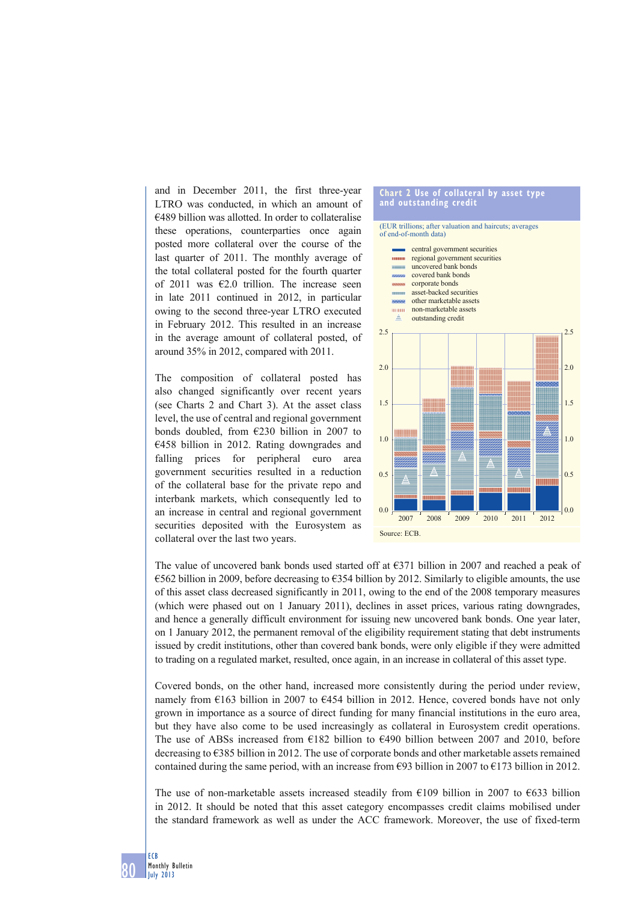and in December 2011, the first three-year LTRO was conducted, in which an amount of €489 billion was allotted. In order to collateralise these operations, counterparties once again posted more collateral over the course of the last quarter of 2011. The monthly average of the total collateral posted for the fourth quarter of 2011 was €2.0 trillion. The increase seen in late 2011 continued in 2012, in particular owing to the second three-year LTRO executed in February 2012. This resulted in an increase in the average amount of collateral posted, of around 35% in 2012, compared with 2011.

The composition of collateral posted has also changed significantly over recent years (see Charts 2 and Chart 3). At the asset class level, the use of central and regional government bonds doubled, from €230 billion in 2007 to €458 billion in 2012. Rating downgrades and falling prices for peripheral euro area government securities resulted in a reduction of the collateral base for the private repo and interbank markets, which consequently led to an increase in central and regional government securities deposited with the Eurosystem as collateral over the last two years.

**Chart 2 Use of collateral by asset type and outstanding credit**

(EUR trillions; after valuation and haircuts; averages of end-of-month data)

- central government securities
- regional government securities
- uncovered bank bonds
- covered bank bonds
- corporate bonds
- asset-backed securities
- other marketable assets
- non-marketable assets
- outstanding credit

Source: ECB.

The value of uncovered bank bonds used started off at €371 billion in 2007 and reached a peak of €562 billion in 2009, before decreasing to €354 billion by 2012. Similarly to eligible amounts, the use of this asset class decreased significantly in 2011, owing to the end of the 2008 temporary measures (which were phased out on 1 January 2011), declines in asset prices, various rating downgrades, and hence a generally difficult environment for issuing new uncovered bank bonds. One year later, on 1 January 2012, the permanent removal of the eligibility requirement stating that debt instruments issued by credit institutions, other than covered bank bonds, were only eligible if they were admitted to trading on a regulated market, resulted, once again, in an increase in collateral of this asset type.

Covered bonds, on the other hand, increased more consistently during the period under review, namely from €163 billion in 2007 to €454 billion in 2012. Hence, covered bonds have not only grown in importance as a source of direct funding for many financial institutions in the euro area, but they have also come to be used increasingly as collateral in Eurosystem credit operations. The use of ABSs increased from €182 billion to €490 billion between 2007 and 2010, before decreasing to €385 billion in 2012. The use of corporate bonds and other marketable assets remained contained during the same period, with an increase from €93 billion in 2007 to €173 billion in 2012.

The use of non-marketable assets increased steadily from €109 billion in 2007 to €633 billion in 2012. It should be noted that this asset category encompasses credit claims mobilised under the standard framework as well as under the ACC framework. Moreover, the use of fixed-term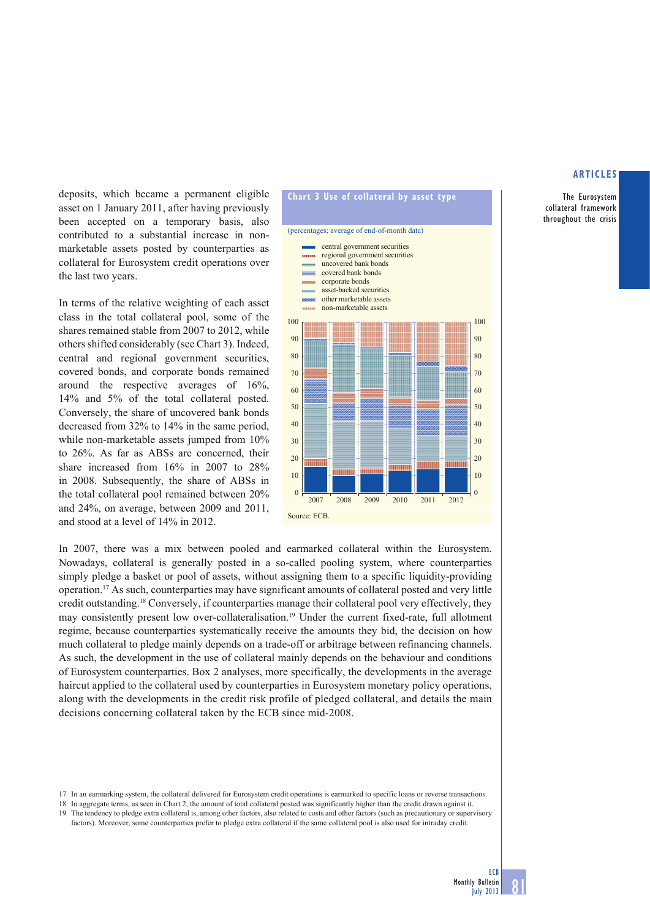deposits, which became a permanent eligible asset on 1 January 2011, after having previously been accepted on a temporary basis, also contributed to a substantial increase in non-marketable assets posted by counterparties as collateral for Eurosystem credit operations over the last two years.

In terms of the relative weighting of each asset class in the total collateral pool, some of the shares remained stable from 2007 to 2012, while others shifted considerably (see Chart 3). Indeed, central and regional government securities, covered bonds, and corporate bonds remained around the respective averages of 16%, 14% and 5% of the total collateral posted. Conversely, the share of uncovered bank bonds decreased from 32% to 14% in the same period, while non-marketable assets jumped from 10% to 26%. As far as ABSs are concerned, their share increased from 16% in 2007 to 28% in 2008. Subsequently, the share of ABSs in the total collateral pool remained between 20% and 24%, on average, between 2009 and 2011, and stood at a level of 14% in 2012.

**Chart 3 Use of collateral by asset type**

(percentages; average of end-of-month data)

- central government securities
- regional government securities
- uncovered bank bonds
- covered bank bonds
- corporate bonds
- asset-backed securities
- other marketable assets
- non-marketable assets

Source: ECB.

In 2007, there was a mix between pooled and earmarked collateral within the Eurosystem. Nowadays, collateral is generally posted in a so-called pooling system, where counterparties simply pledge a basket or pool of assets, without assigning them to a specific liquidity-providing operation.[17] As such, counterparties may have significant amounts of collateral posted and very little credit outstanding.[18] Conversely, if counterparties manage their collateral pool very effectively, they may consistently present low over-collateralisation.[19] Under the current fixed-rate, full allotment regime, because counterparties systematically receive the amounts they bid, the decision on how much collateral to pledge mainly depends on a trade-off or arbitrage between refinancing channels. As such, the development in the use of collateral mainly depends on the behaviour and conditions of Eurosystem counterparties. Box 2 analyses, more specifically, the developments in the average haircut applied to the collateral used by counterparties in Eurosystem monetary policy operations, along with the developments in the credit risk profile of pledged collateral, and details the main decisions concerning collateral taken by the ECB since mid-2008.

17 In an earmarking system, the collateral delivered for Eurosystem credit operations is earmarked to specific loans or reverse transactions.

18 In aggregate terms, as seen in Chart 2, the amount of total collateral posted was significantly higher than the credit drawn against it.

19 The tendency to pledge extra collateral is, among other factors, also related to costs and other factors (such as precautionary or supervisory factors). Moreover, some counterparties prefer to pledge extra collateral if the same collateral pool is also used for intraday credit.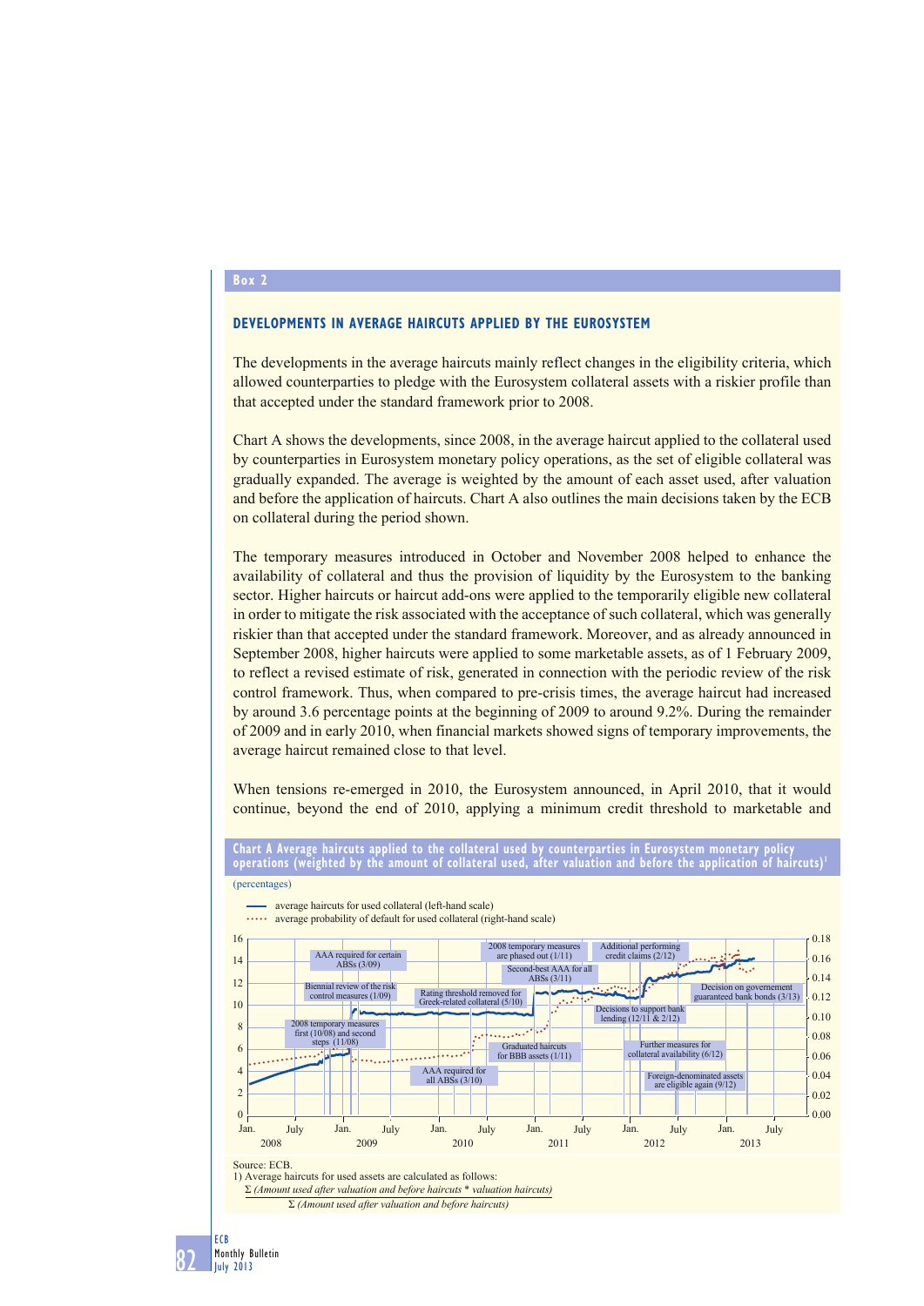## Box 2

### DEVELOPMENTS IN AVERAGE HAIRCUTS APPLIED BY THE EUROSYSTEM

The developments in the average haircuts mainly reflect changes in the eligibility criteria, which allowed counterparties to pledge with the Eurosystem collateral assets with a riskier profile than that accepted under the standard framework prior to 2008.

Chart A shows the developments, since 2008, in the average haircut applied to the collateral used by counterparties in Eurosystem monetary policy operations, as the set of eligible collateral was gradually expanded. The average is weighted by the amount of each asset used, after valuation and before the application of haircuts. Chart A also outlines the main decisions taken by the ECB on collateral during the period shown.

The temporary measures introduced in October and November 2008 helped to enhance the availability of collateral and thus the provision of liquidity by the Eurosystem to the banking sector. Higher haircuts or haircut add-ons were applied to the temporarily eligible new collateral in order to mitigate the risk associated with the acceptance of such collateral, which was generally riskier than that accepted under the standard framework. Moreover, and as already announced in September 2008, higher haircuts were applied to some marketable assets, as of 1 February 2009, to reflect a revised estimate of risk, generated in connection with the periodic review of the risk control framework. Thus, when compared to pre-crisis times, the average haircut had increased by around 3.6 percentage points at the beginning of 2009 to around 9.2%. During the remainder of 2009 and in early 2010, when financial markets showed signs of temporary improvements, the average haircut remained close to that level.

When tensions re-emerged in 2010, the Eurosystem announced, in April 2010, that it would continue, beyond the end of 2010, applying a minimum credit threshold to marketable and

**Chart A Average haircuts applied to the collateral used by counterparties in Eurosystem monetary policy operations (weighted by the amount of collateral used, after valuation and before the application of haircuts)[1]**

(percentages)

- average haircuts for used collateral (left-hand scale)
- average probability of default for used collateral (right-hand scale)

Annotations: 2008 temporary measures first (10/08) and second steps (11/08); Biennial review of the risk control measures (1/09); AAA required for certain ABSs (3/09); AAA required for all ABSs (3/10); Rating threshold removed for Greek-related collateral (5/10); 2008 temporary measures are phased out (1/11); Second-best AAA for all ABSs (3/11); Graduated haircuts for BBB assets (1/11); Additional performing credit claims (2/12); Decisions to support bank lending (12/11 & 2/12); Further measures for collateral availability (6/12); Foreign-denominated assets are eligible again (9/12); Decision on government guaranteed bank bonds (3/13)

Source: ECB.
1) Average haircuts for used assets are calculated as follows:

$$\frac{\Sigma\ (\textit{Amount used after valuation and before haircuts} * \textit{valuation haircuts})}{\Sigma\ (\textit{Amount used after valuation and before haircuts})}$$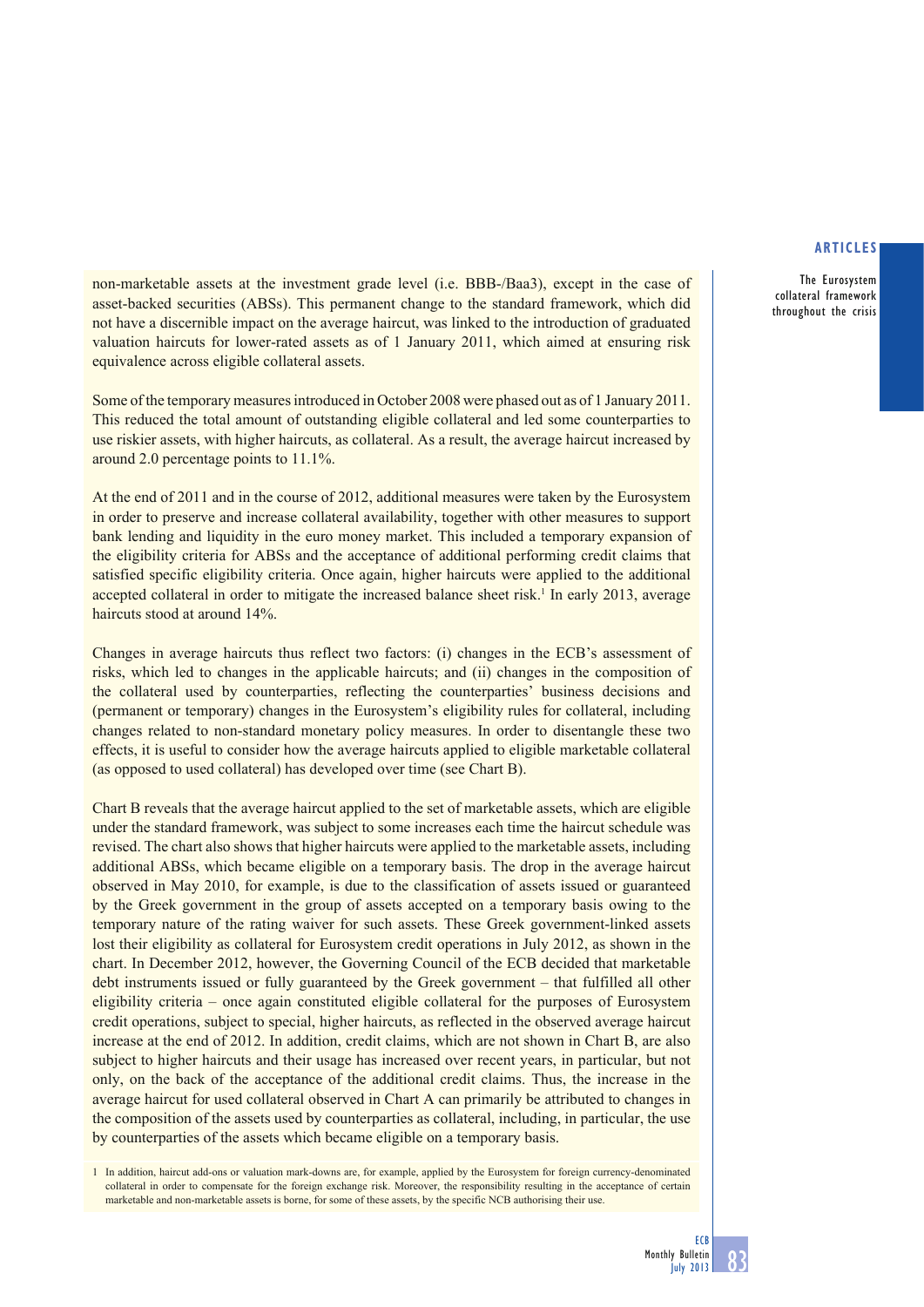non-marketable assets at the investment grade level (i.e. BBB-/Baa3), except in the case of asset-backed securities (ABSs). This permanent change to the standard framework, which did not have a discernible impact on the average haircut, was linked to the introduction of graduated valuation haircuts for lower-rated assets as of 1 January 2011, which aimed at ensuring risk equivalence across eligible collateral assets.

Some of the temporary measures introduced in October 2008 were phased out as of 1 January 2011. This reduced the total amount of outstanding eligible collateral and led some counterparties to use riskier assets, with higher haircuts, as collateral. As a result, the average haircut increased by around 2.0 percentage points to 11.1%.

At the end of 2011 and in the course of 2012, additional measures were taken by the Eurosystem in order to preserve and increase collateral availability, together with other measures to support bank lending and liquidity in the euro money market. This included a temporary expansion of the eligibility criteria for ABSs and the acceptance of additional performing credit claims that satisfied specific eligibility criteria. Once again, higher haircuts were applied to the additional accepted collateral in order to mitigate the increased balance sheet risk.[1] In early 2013, average haircuts stood at around 14%.

Changes in average haircuts thus reflect two factors: (i) changes in the ECB's assessment of risks, which led to changes in the applicable haircuts; and (ii) changes in the composition of the collateral used by counterparties, reflecting the counterparties' business decisions and (permanent or temporary) changes in the Eurosystem's eligibility rules for collateral, including changes related to non-standard monetary policy measures. In order to disentangle these two effects, it is useful to consider how the average haircuts applied to eligible marketable collateral (as opposed to used collateral) has developed over time (see Chart B).

Chart B reveals that the average haircut applied to the set of marketable assets, which are eligible under the standard framework, was subject to some increases each time the haircut schedule was revised. The chart also shows that higher haircuts were applied to the marketable assets, including additional ABSs, which became eligible on a temporary basis. The drop in the average haircut observed in May 2010, for example, is due to the classification of assets issued or guaranteed by the Greek government in the group of assets accepted on a temporary basis owing to the temporary nature of the rating waiver for such assets. These Greek government-linked assets lost their eligibility as collateral for Eurosystem credit operations in July 2012, as shown in the chart. In December 2012, however, the Governing Council of the ECB decided that marketable debt instruments issued or fully guaranteed by the Greek government – that fulfilled all other eligibility criteria – once again constituted eligible collateral for the purposes of Eurosystem credit operations, subject to special, higher haircuts, as reflected in the observed average haircut increase at the end of 2012. In addition, credit claims, which are not shown in Chart B, are also subject to higher haircuts and their usage has increased over recent years, in particular, but not only, on the back of the acceptance of the additional credit claims. Thus, the increase in the average haircut for used collateral observed in Chart A can primarily be attributed to changes in the composition of the assets used by counterparties as collateral, including, in particular, the use by counterparties of the assets which became eligible on a temporary basis.

1 In addition, haircut add-ons or valuation mark-downs are, for example, applied by the Eurosystem for foreign currency-denominated collateral in order to compensate for the foreign exchange risk. Moreover, the responsibility resulting in the acceptance of certain marketable and non-marketable assets is borne, for some of these assets, by the specific NCB authorising their use.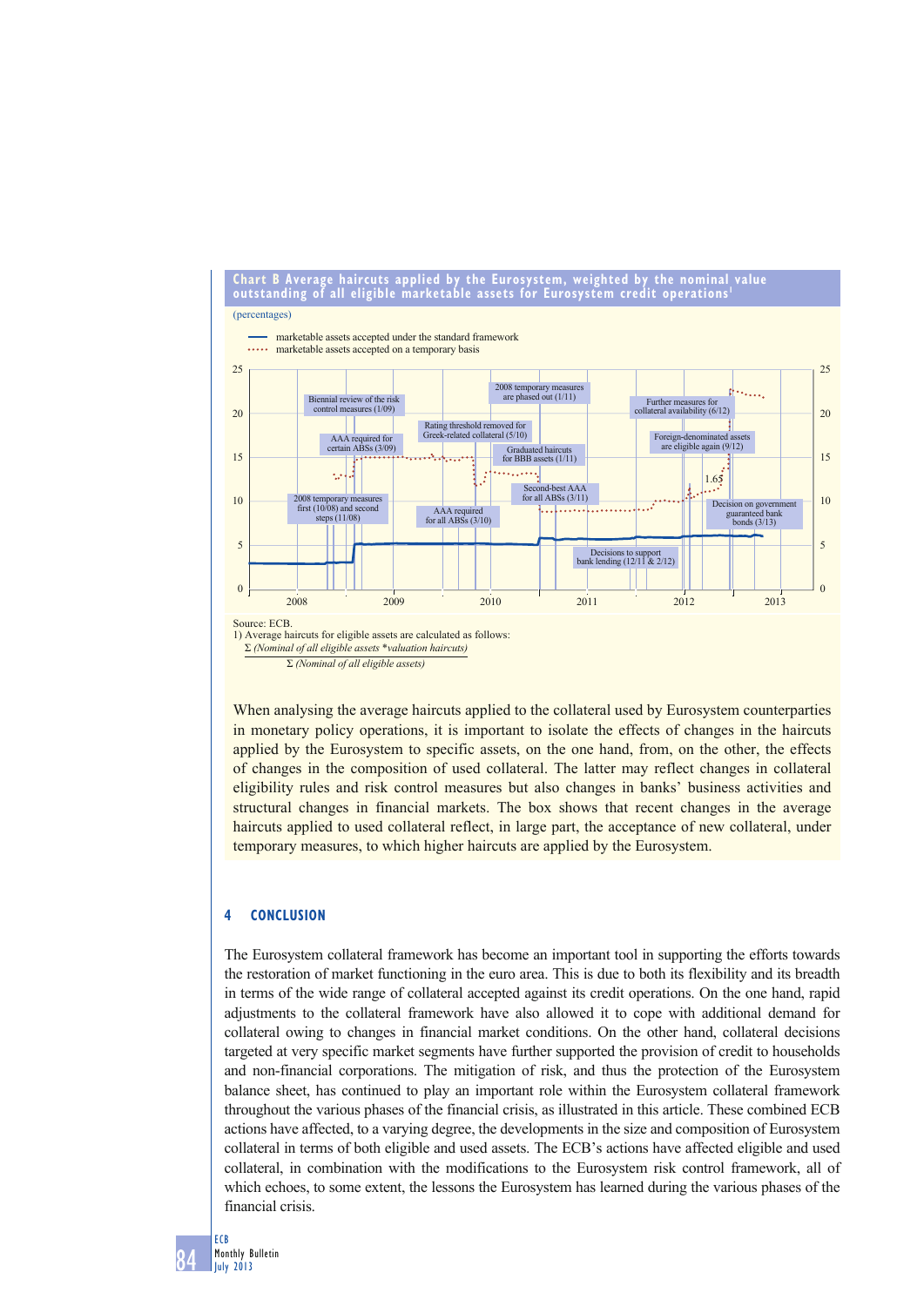**Chart B Average haircuts applied by the Eurosystem, weighted by the nominal value outstanding of all eligible marketable assets for Eurosystem credit operations[1]**

(percentages)

- marketable assets accepted under the standard framework
- marketable assets accepted on a temporary basis

Chart annotations: 2008 temporary measures first (10/08) and second steps (11/08); Biennial review of the risk control measures (1/09); AAA required for certain ABSs (3/09); AAA required for all ABSs (3/10); Rating threshold removed for Greek-related collateral (5/10); 2008 temporary measures are phased out (1/11); Graduated haircuts for BBB assets (1/11); Second-best AAA for all ABSs (3/11); Decisions to support bank lending (12/11 & 2/12); Further measures for collateral availability (6/12); Foreign-denominated assets are eligible again (9/12); 1.65; Decision on government guaranteed bank bonds (3/13)

Source: ECB.

1) Average haircuts for eligible assets are calculated as follows:

$$\frac{\Sigma \text{ (Nominal of all eligible assets * valuation haircuts)}}{\Sigma \text{ (Nominal of all eligible assets)}}$$

When analysing the average haircuts applied to the collateral used by Eurosystem counterparties in monetary policy operations, it is important to isolate the effects of changes in the haircuts applied by the Eurosystem to specific assets, on the one hand, from, on the other, the effects of changes in the composition of used collateral. The latter may reflect changes in collateral eligibility rules and risk control measures but also changes in banks' business activities and structural changes in financial markets. The box shows that recent changes in the average haircuts applied to used collateral reflect, in large part, the acceptance of new collateral, under temporary measures, to which higher haircuts are applied by the Eurosystem.

## 4 CONCLUSION

The Eurosystem collateral framework has become an important tool in supporting the efforts towards the restoration of market functioning in the euro area. This is due to both its flexibility and its breadth in terms of the wide range of collateral accepted against its credit operations. On the one hand, rapid adjustments to the collateral framework have also allowed it to cope with additional demand for collateral owing to changes in financial market conditions. On the other hand, collateral decisions targeted at very specific market segments have further supported the provision of credit to households and non-financial corporations. The mitigation of risk, and thus the protection of the Eurosystem balance sheet, has continued to play an important role within the Eurosystem collateral framework throughout the various phases of the financial crisis, as illustrated in this article. These combined ECB actions have affected, to a varying degree, the developments in the size and composition of Eurosystem collateral in terms of both eligible and used assets. The ECB's actions have affected eligible and used collateral, in combination with the modifications to the Eurosystem risk control framework, all of which echoes, to some extent, the lessons the Eurosystem has learned during the various phases of the financial crisis.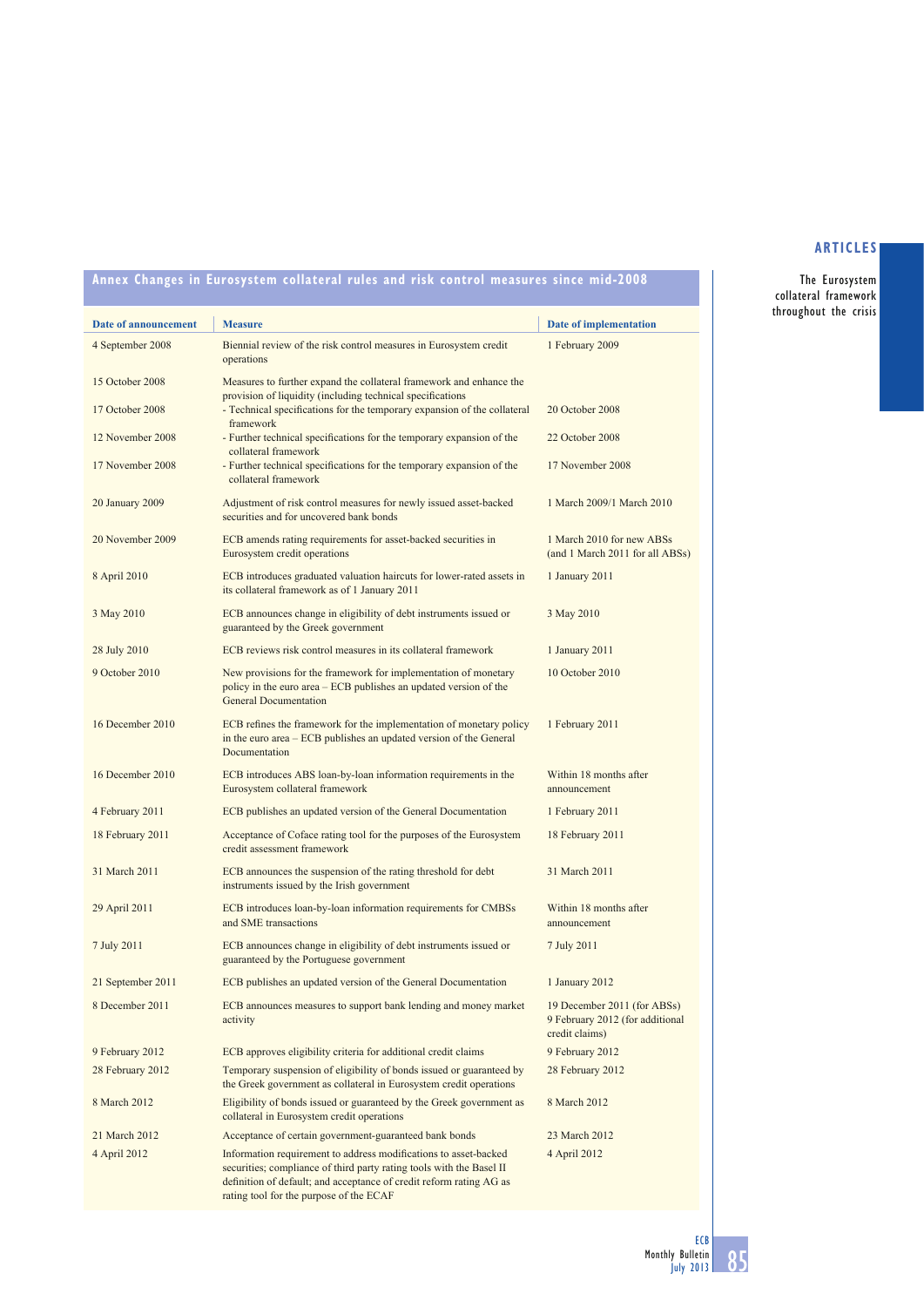## Annex Changes in Eurosystem collateral rules and risk control measures since mid-2008

| Date of announcement | Measure | Date of implementation |
|---|---|---|
| 4 September 2008 | Biennial review of the risk control measures in Eurosystem credit operations | 1 February 2009 |
| 15 October 2008 | Measures to further expand the collateral framework and enhance the provision of liquidity (including technical specifications | |
| 17 October 2008 | - Technical specifications for the temporary expansion of the collateral framework | 20 October 2008 |
| 12 November 2008 | - Further technical specifications for the temporary expansion of the collateral framework | 22 October 2008 |
| 17 November 2008 | - Further technical specifications for the temporary expansion of the collateral framework | 17 November 2008 |
| 20 January 2009 | Adjustment of risk control measures for newly issued asset-backed securities and for uncovered bank bonds | 1 March 2009/1 March 2010 |
| 20 November 2009 | ECB amends rating requirements for asset-backed securities in Eurosystem credit operations | 1 March 2010 for new ABSs (and 1 March 2011 for all ABSs) |
| 8 April 2010 | ECB introduces graduated valuation haircuts for lower-rated assets in its collateral framework as of 1 January 2011 | 1 January 2011 |
| 3 May 2010 | ECB announces change in eligibility of debt instruments issued or guaranteed by the Greek government | 3 May 2010 |
| 28 July 2010 | ECB reviews risk control measures in its collateral framework | 1 January 2011 |
| 9 October 2010 | New provisions for the framework for implementation of monetary policy in the euro area – ECB publishes an updated version of the General Documentation | 10 October 2010 |
| 16 December 2010 | ECB refines the framework for the implementation of monetary policy in the euro area – ECB publishes an updated version of the General Documentation | 1 February 2011 |
| 16 December 2010 | ECB introduces ABS loan-by-loan information requirements in the Eurosystem collateral framework | Within 18 months after announcement |
| 4 February 2011 | ECB publishes an updated version of the General Documentation | 1 February 2011 |
| 18 February 2011 | Acceptance of Coface rating tool for the purposes of the Eurosystem credit assessment framework | 18 February 2011 |
| 31 March 2011 | ECB announces the suspension of the rating threshold for debt instruments issued by the Irish government | 31 March 2011 |
| 29 April 2011 | ECB introduces loan-by-loan information requirements for CMBSs and SME transactions | Within 18 months after announcement |
| 7 July 2011 | ECB announces change in eligibility of debt instruments issued or guaranteed by the Portuguese government | 7 July 2011 |
| 21 September 2011 | ECB publishes an updated version of the General Documentation | 1 January 2012 |
| 8 December 2011 | ECB announces measures to support bank lending and money market activity | 19 December 2011 (for ABSs) 9 February 2012 (for additional credit claims) |
| 9 February 2012 | ECB approves eligibility criteria for additional credit claims | 9 February 2012 |
| 28 February 2012 | Temporary suspension of eligibility of bonds issued or guaranteed by the Greek government as collateral in Eurosystem credit operations | 28 February 2012 |
| 8 March 2012 | Eligibility of bonds issued or guaranteed by the Greek government as collateral in Eurosystem credit operations | 8 March 2012 |
| 21 March 2012 | Acceptance of certain government-guaranteed bank bonds | 23 March 2012 |
| 4 April 2012 | Information requirement to address modifications to asset-backed securities; compliance of third party rating tools with the Basel II definition of default; and acceptance of credit reform rating AG as rating tool for the purpose of the ECAF | 4 April 2012 |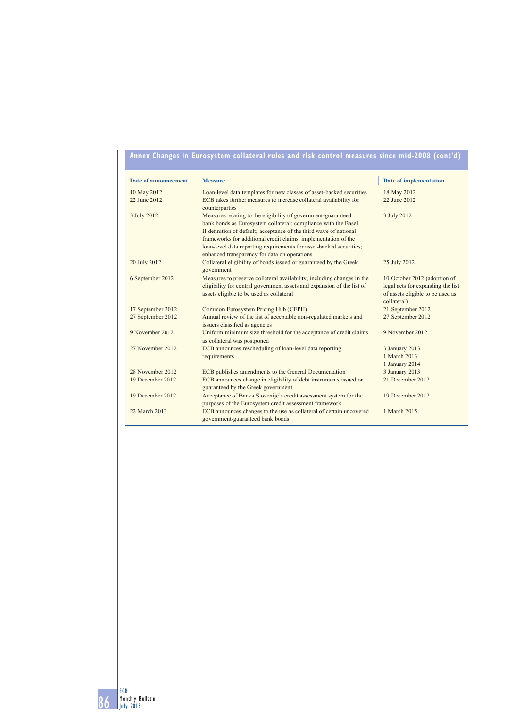## Annex Changes in Eurosystem collateral rules and risk control measures since mid-2008 (cont'd)

| Date of announcement | Measure | Date of implementation |
|---|---|---|
| 10 May 2012 | Loan-level data templates for new classes of asset-backed securities | 18 May 2012 |
| 22 June 2012 | ECB takes further measures to increase collateral availability for counterparties | 22 June 2012 |
| 3 July 2012 | Measures relating to the eligibility of government-guaranteed bank bonds as Eurosystem collateral; compliance with the Basel II definition of default; acceptance of the third wave of national frameworks for additional credit claims; implementation of the loan-level data reporting requirements for asset-backed securities; enhanced transparency for data on operations | 3 July 2012 |
| 20 July 2012 | Collateral eligibility of bonds issued or guaranteed by the Greek government | 25 July 2012 |
| 6 September 2012 | Measures to preserve collateral availability, including changes in the eligibility for central government assets and expansion of the list of assets eligible to be used as collateral | 10 October 2012 (adoption of legal acts for expanding the list of assets eligible to be used as collateral) |
| 17 September 2012 | Common Eurosystem Pricing Hub (CEPH) | 21 September 2012 |
| 27 September 2012 | Annual review of the list of acceptable non-regulated markets and issuers classified as agencies | 27 September 2012 |
| 9 November 2012 | Uniform minimum size threshold for the acceptance of credit claims as collateral was postponed | 9 November 2012 |
| 27 November 2012 | ECB announces rescheduling of loan-level data reporting requirements | 3 January 2013<br>1 March 2013<br>1 January 2014 |
| 28 November 2012 | ECB publishes amendments to the General Documentation | 3 January 2013 |
| 19 December 2012 | ECB announces change in eligibility of debt instruments issued or guaranteed by the Greek government | 21 December 2012 |
| 19 December 2012 | Acceptance of Banka Slovenije's credit assessment system for the purposes of the Eurosystem credit assessment framework | 19 December 2012 |
| 22 March 2013 | ECB announces changes to the use as collateral of certain uncovered government-guaranteed bank bonds | 1 March 2015 |